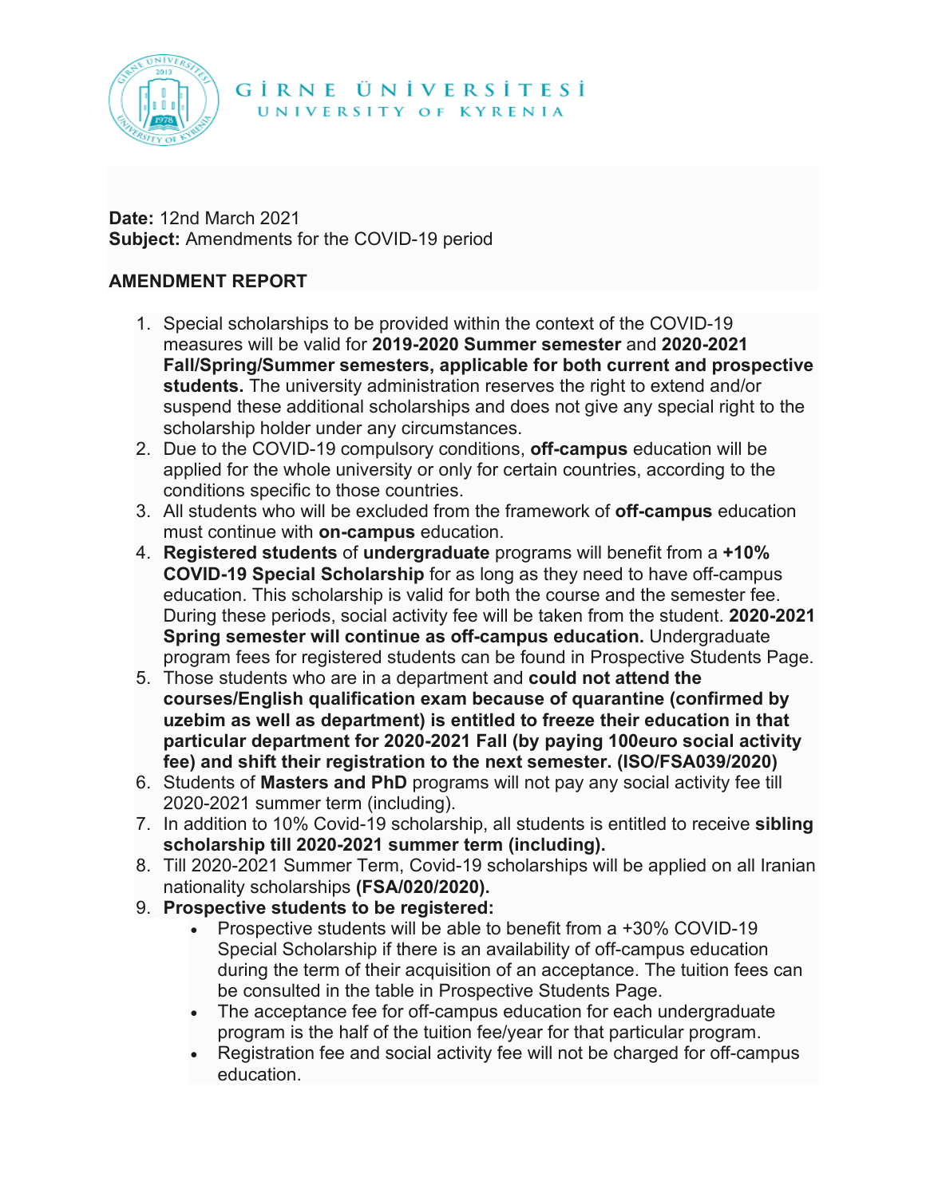GİRNE ÜNİVERSİTESİ
UNIVERSITY OF KYRENIA

**Date:** 12nd March 2021
**Subject:** Amendments for the COVID-19 period

## AMENDMENT REPORT

1. Special scholarships to be provided within the context of the COVID-19 measures will be valid for **2019-2020 Summer semester** and **2020-2021 Fall/Spring/Summer semesters, applicable for both current and prospective students.** The university administration reserves the right to extend and/or suspend these additional scholarships and does not give any special right to the scholarship holder under any circumstances.
2. Due to the COVID-19 compulsory conditions, **off-campus** education will be applied for the whole university or only for certain countries, according to the conditions specific to those countries.
3. All students who will be excluded from the framework of **off-campus** education must continue with **on-campus** education.
4. **Registered students** of **undergraduate** programs will benefit from a **+10% COVID-19 Special Scholarship** for as long as they need to have off-campus education. This scholarship is valid for both the course and the semester fee. During these periods, social activity fee will be taken from the student. **2020-2021 Spring semester will continue as off-campus education.** Undergraduate program fees for registered students can be found in Prospective Students Page.
5. Those students who are in a department and **could not attend the courses/English qualification exam because of quarantine (confirmed by uzebim as well as department) is entitled to freeze their education in that particular department for 2020-2021 Fall (by paying 100euro social activity fee) and shift their registration to the next semester. (ISO/FSA039/2020)**
6. Students of **Masters and PhD** programs will not pay any social activity fee till 2020-2021 summer term (including).
7. In addition to 10% Covid-19 scholarship, all students is entitled to receive **sibling scholarship till 2020-2021 summer term (including).**
8. Till 2020-2021 Summer Term, Covid-19 scholarships will be applied on all Iranian nationality scholarships **(FSA/020/2020).**
9. **Prospective students to be registered:**
   - Prospective students will be able to benefit from a +30% COVID-19 Special Scholarship if there is an availability of off-campus education during the term of their acquisition of an acceptance. The tuition fees can be consulted in the table in Prospective Students Page.
   - The acceptance fee for off-campus education for each undergraduate program is the half of the tuition fee/year for that particular program.
   - Registration fee and social activity fee will not be charged for off-campus education.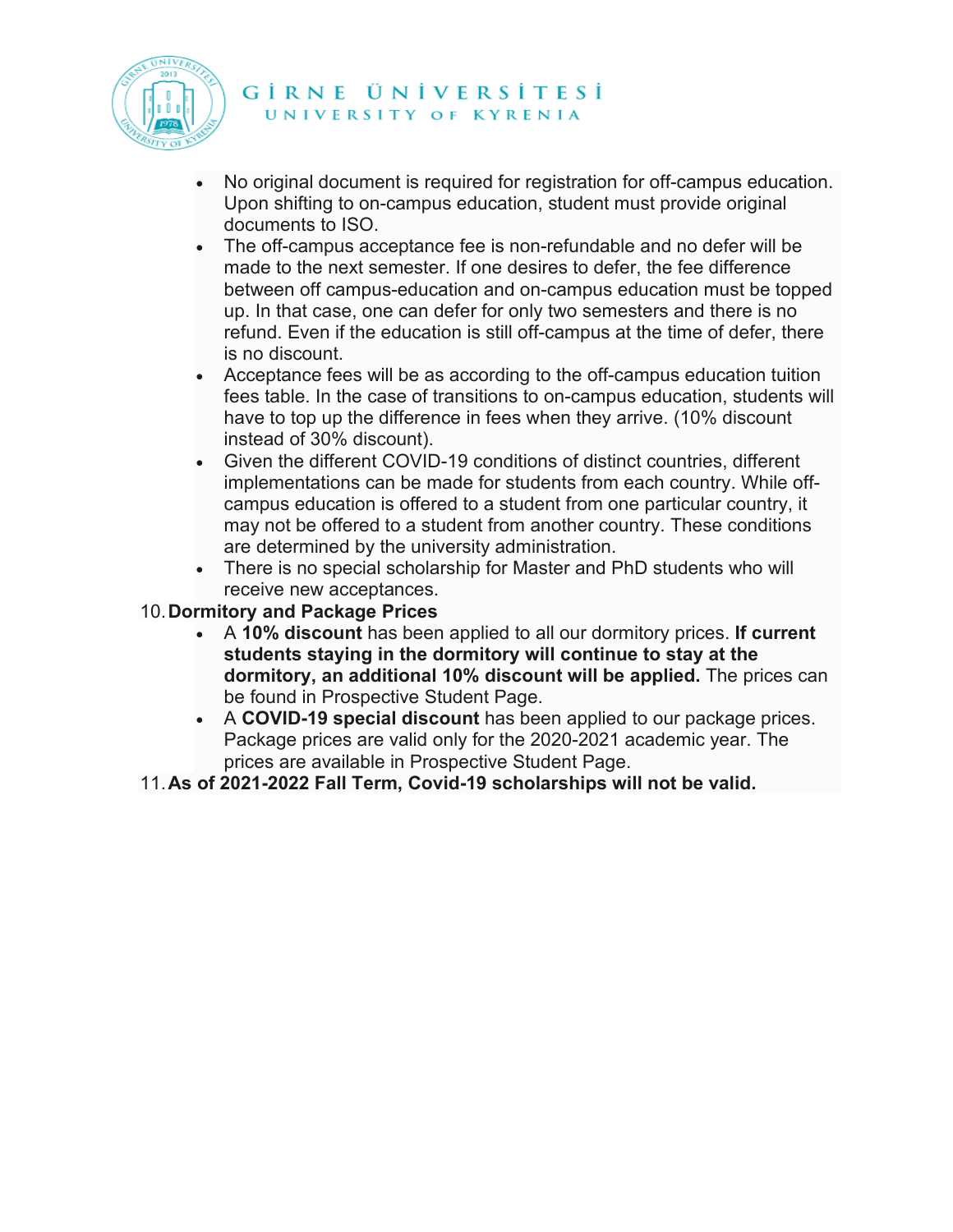- No original document is required for registration for off-campus education. Upon shifting to on-campus education, student must provide original documents to ISO.
- The off-campus acceptance fee is non-refundable and no defer will be made to the next semester. If one desires to defer, the fee difference between off campus-education and on-campus education must be topped up. In that case, one can defer for only two semesters and there is no refund. Even if the education is still off-campus at the time of defer, there is no discount.
- Acceptance fees will be as according to the off-campus education tuition fees table. In the case of transitions to on-campus education, students will have to top up the difference in fees when they arrive. (10% discount instead of 30% discount).
- Given the different COVID-19 conditions of distinct countries, different implementations can be made for students from each country. While off-campus education is offered to a student from one particular country, it may not be offered to a student from another country. These conditions are determined by the university administration.
- There is no special scholarship for Master and PhD students who will receive new acceptances.

10. **Dormitory and Package Prices**
    - A **10% discount** has been applied to all our dormitory prices. **If current students staying in the dormitory will continue to stay at the dormitory, an additional 10% discount will be applied.** The prices can be found in Prospective Student Page.
    - A **COVID-19 special discount** has been applied to our package prices. Package prices are valid only for the 2020-2021 academic year. The prices are available in Prospective Student Page.
11. **As of 2021-2022 Fall Term, Covid-19 scholarships will not be valid.**